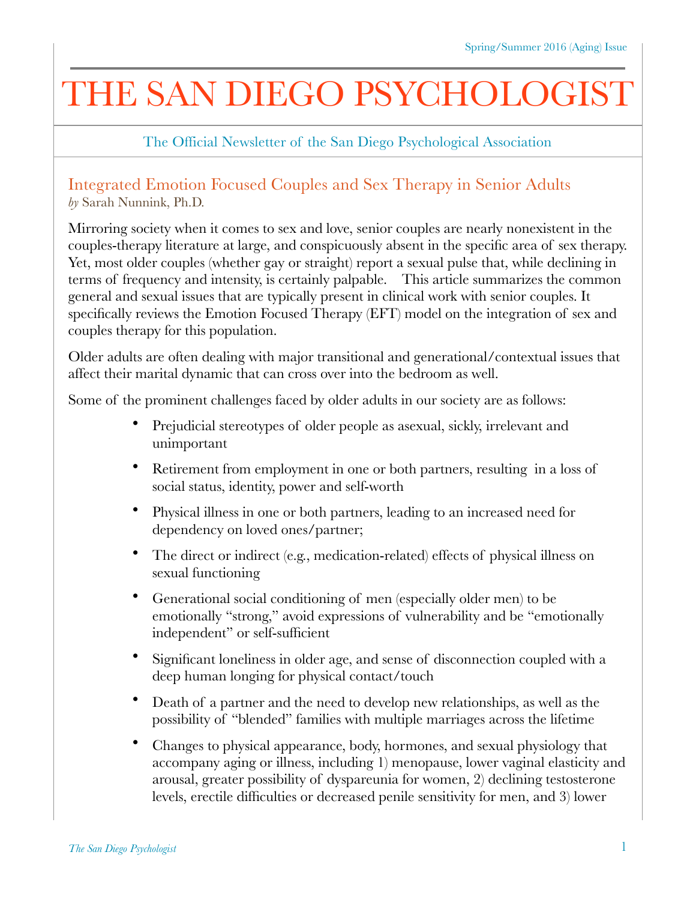Spring/Summer 2016 (Aging) Issue

# THE SAN DIEGO PSYCHOLOGIST

The Official Newsletter of the San Diego Psychological Association

## Integrated Emotion Focused Couples and Sex Therapy in Senior Adults

*by* Sarah Nunnink, Ph.D.

Mirroring society when it comes to sex and love, senior couples are nearly nonexistent in the couples-therapy literature at large, and conspicuously absent in the specific area of sex therapy. Yet, most older couples (whether gay or straight) report a sexual pulse that, while declining in terms of frequency and intensity, is certainly palpable. This article summarizes the common general and sexual issues that are typically present in clinical work with senior couples. It specifically reviews the Emotion Focused Therapy (EFT) model on the integration of sex and couples therapy for this population.

Older adults are often dealing with major transitional and generational/contextual issues that affect their marital dynamic that can cross over into the bedroom as well.

Some of the prominent challenges faced by older adults in our society are as follows:

- Prejudicial stereotypes of older people as asexual, sickly, irrelevant and unimportant
- Retirement from employment in one or both partners, resulting in a loss of social status, identity, power and self-worth
- Physical illness in one or both partners, leading to an increased need for dependency on loved ones/partner;
- The direct or indirect (e.g., medication-related) effects of physical illness on sexual functioning
- Generational social conditioning of men (especially older men) to be emotionally "strong," avoid expressions of vulnerability and be "emotionally independent" or self-sufficient
- Significant loneliness in older age, and sense of disconnection coupled with a deep human longing for physical contact/touch
- Death of a partner and the need to develop new relationships, as well as the possibility of "blended" families with multiple marriages across the lifetime
- Changes to physical appearance, body, hormones, and sexual physiology that accompany aging or illness, including 1) menopause, lower vaginal elasticity and arousal, greater possibility of dyspareunia for women, 2) declining testosterone levels, erectile difficulties or decreased penile sensitivity for men, and 3) lower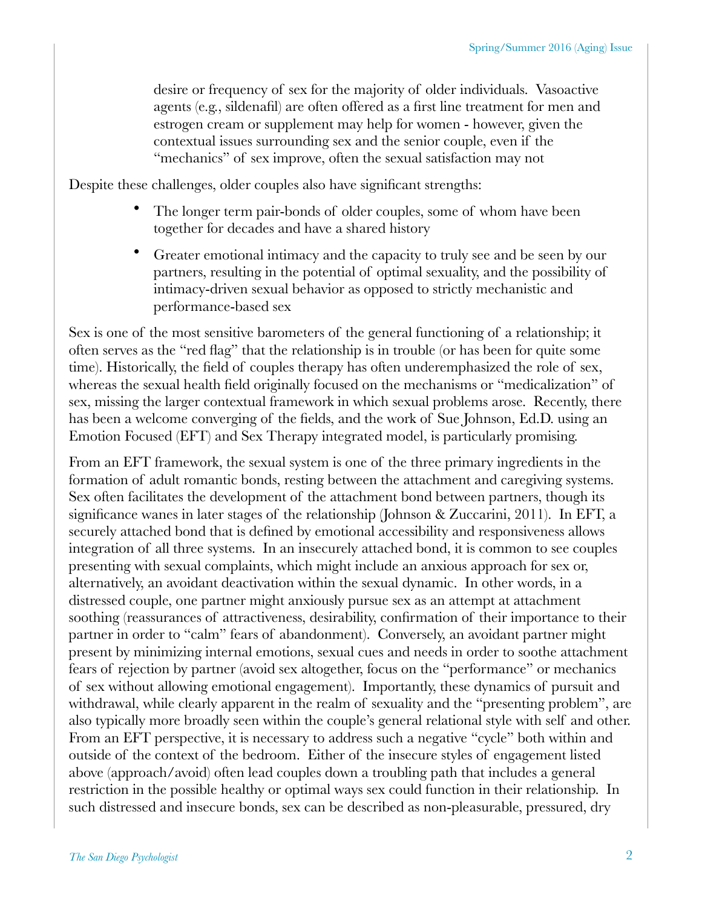desire or frequency of sex for the majority of older individuals. Vasoactive agents (e.g., sildenafil) are often offered as a first line treatment for men and estrogen cream or supplement may help for women - however, given the contextual issues surrounding sex and the senior couple, even if the "mechanics" of sex improve, often the sexual satisfaction may not

Despite these challenges, older couples also have significant strengths:

- The longer term pair-bonds of older couples, some of whom have been together for decades and have a shared history
- Greater emotional intimacy and the capacity to truly see and be seen by our partners, resulting in the potential of optimal sexuality, and the possibility of intimacy-driven sexual behavior as opposed to strictly mechanistic and performance-based sex

Sex is one of the most sensitive barometers of the general functioning of a relationship; it often serves as the "red flag" that the relationship is in trouble (or has been for quite some time). Historically, the field of couples therapy has often underemphasized the role of sex, whereas the sexual health field originally focused on the mechanisms or "medicalization" of sex, missing the larger contextual framework in which sexual problems arose. Recently, there has been a welcome converging of the fields, and the work of Sue Johnson, Ed.D. using an Emotion Focused (EFT) and Sex Therapy integrated model, is particularly promising.

From an EFT framework, the sexual system is one of the three primary ingredients in the formation of adult romantic bonds, resting between the attachment and caregiving systems. Sex often facilitates the development of the attachment bond between partners, though its significance wanes in later stages of the relationship (Johnson & Zuccarini, 2011). In EFT, a securely attached bond that is defined by emotional accessibility and responsiveness allows integration of all three systems. In an insecurely attached bond, it is common to see couples presenting with sexual complaints, which might include an anxious approach for sex or, alternatively, an avoidant deactivation within the sexual dynamic. In other words, in a distressed couple, one partner might anxiously pursue sex as an attempt at attachment soothing (reassurances of attractiveness, desirability, confirmation of their importance to their partner in order to "calm" fears of abandonment). Conversely, an avoidant partner might present by minimizing internal emotions, sexual cues and needs in order to soothe attachment fears of rejection by partner (avoid sex altogether, focus on the "performance" or mechanics of sex without allowing emotional engagement). Importantly, these dynamics of pursuit and withdrawal, while clearly apparent in the realm of sexuality and the "presenting problem", are also typically more broadly seen within the couple's general relational style with self and other. From an EFT perspective, it is necessary to address such a negative "cycle" both within and outside of the context of the bedroom. Either of the insecure styles of engagement listed above (approach/avoid) often lead couples down a troubling path that includes a general restriction in the possible healthy or optimal ways sex could function in their relationship. In such distressed and insecure bonds, sex can be described as non-pleasurable, pressured, dry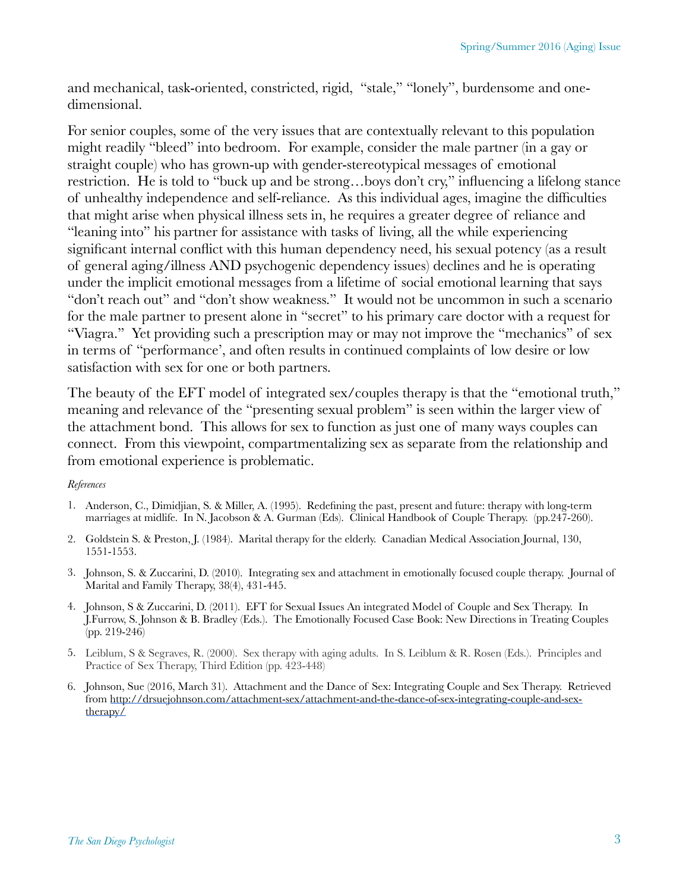and mechanical, task-oriented, constricted, rigid, "stale," "lonely", burdensome and one-dimensional.

For senior couples, some of the very issues that are contextually relevant to this population might readily "bleed" into bedroom. For example, consider the male partner (in a gay or straight couple) who has grown-up with gender-stereotypical messages of emotional restriction. He is told to "buck up and be strong…boys don't cry," influencing a lifelong stance of unhealthy independence and self-reliance. As this individual ages, imagine the difficulties that might arise when physical illness sets in, he requires a greater degree of reliance and "leaning into" his partner for assistance with tasks of living, all the while experiencing significant internal conflict with this human dependency need, his sexual potency (as a result of general aging/illness AND psychogenic dependency issues) declines and he is operating under the implicit emotional messages from a lifetime of social emotional learning that says "don't reach out" and "don't show weakness." It would not be uncommon in such a scenario for the male partner to present alone in "secret" to his primary care doctor with a request for "Viagra." Yet providing such a prescription may or may not improve the "mechanics" of sex in terms of "performance', and often results in continued complaints of low desire or low satisfaction with sex for one or both partners.

The beauty of the EFT model of integrated sex/couples therapy is that the "emotional truth," meaning and relevance of the "presenting sexual problem" is seen within the larger view of the attachment bond. This allows for sex to function as just one of many ways couples can connect. From this viewpoint, compartmentalizing sex as separate from the relationship and from emotional experience is problematic.

*References*

1. Anderson, C., Dimidjian, S. & Miller, A. (1995). Redefining the past, present and future: therapy with long-term marriages at midlife. In N. Jacobson & A. Gurman (Eds). Clinical Handbook of Couple Therapy. (pp.247-260).
2. Goldstein S. & Preston, J. (1984). Marital therapy for the elderly. Canadian Medical Association Journal, 130, 1551-1553.
3. Johnson, S. & Zuccarini, D. (2010). Integrating sex and attachment in emotionally focused couple therapy. Journal of Marital and Family Therapy, 38(4), 431-445.
4. Johnson, S & Zuccarini, D. (2011). EFT for Sexual Issues An integrated Model of Couple and Sex Therapy. In J.Furrow, S. Johnson & B. Bradley (Eds.). The Emotionally Focused Case Book: New Directions in Treating Couples (pp. 219-246)
5. Leiblum, S & Segraves, R. (2000). Sex therapy with aging adults. In S. Leiblum & R. Rosen (Eds.). Principles and Practice of Sex Therapy, Third Edition (pp. 423-448)
6. Johnson, Sue (2016, March 31). Attachment and the Dance of Sex: Integrating Couple and Sex Therapy. Retrieved from http://drsuejohnson.com/attachment-sex/attachment-and-the-dance-of-sex-integrating-couple-and-sex-therapy/